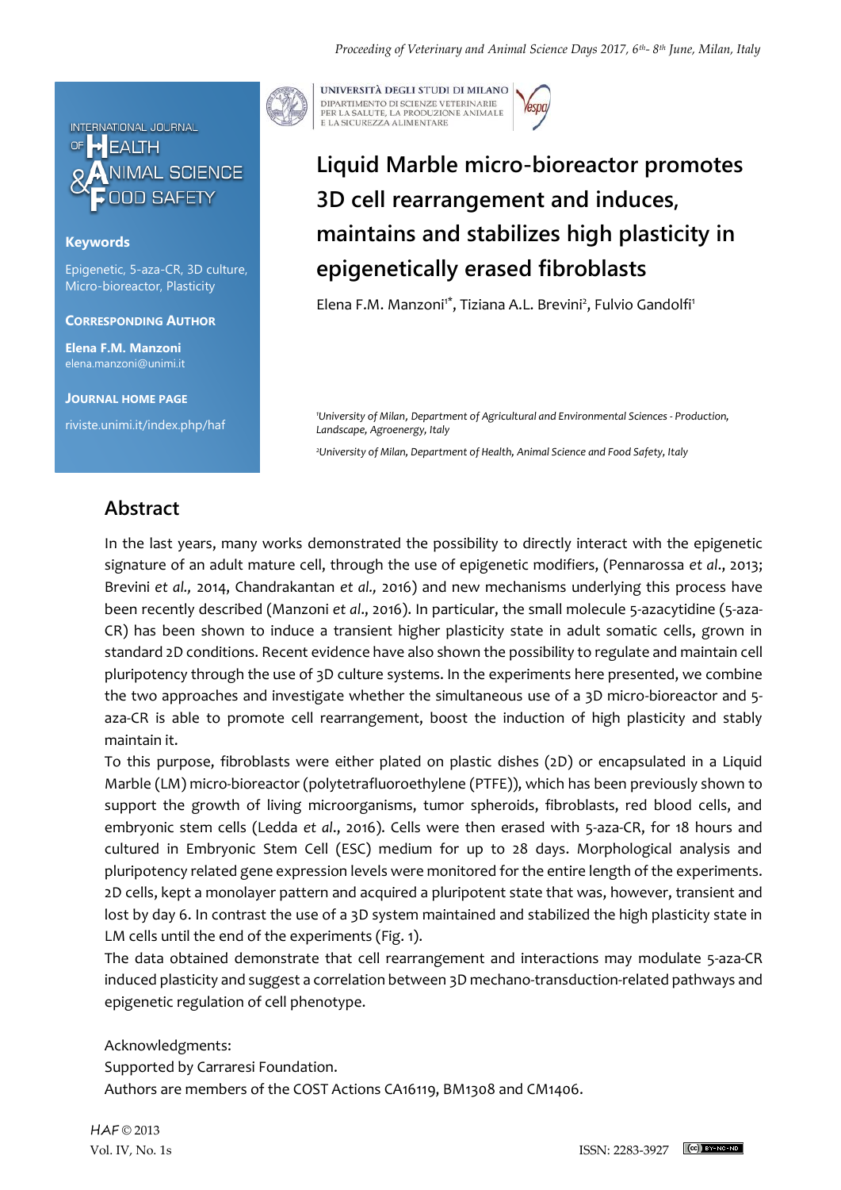INTERNATIONAL JOURNAL OF HEALTH & ANIMAL SCIENCE FOOD SAFETY

**Keywords**

Epigenetic, 5-aza-CR, 3D culture, Micro-bioreactor, Plasticity

**CORRESPONDING AUTHOR**

**Elena F.M. Manzoni**
elena.manzoni@unimi.it

**JOURNAL HOME PAGE**

riviste.unimi.it/index.php/haf

UNIVERSITÀ DEGLI STUDI DI MILANO
DIPARTIMENTO DI SCIENZE VETERINARIE PER LA SALUTE, LA PRODUZIONE ANIMALE E LA SICUREZZA ALIMENTARE

# Liquid Marble micro-bioreactor promotes 3D cell rearrangement and induces, maintains and stabilizes high plasticity in epigenetically erased fibroblasts

Elena F.M. Manzoni[1*], Tiziana A.L. Brevini[2], Fulvio Gandolfi[1]

[1]*University of Milan, Department of Agricultural and Environmental Sciences - Production, Landscape, Agroenergy, Italy*

[2]*University of Milan, Department of Health, Animal Science and Food Safety, Italy*

## Abstract

In the last years, many works demonstrated the possibility to directly interact with the epigenetic signature of an adult mature cell, through the use of epigenetic modifiers, (Pennarossa *et al*., 2013; Brevini *et al.,* 2014, Chandrakantan *et al.,* 2016) and new mechanisms underlying this process have been recently described (Manzoni *et al*., 2016). In particular, the small molecule 5-azacytidine (5-aza-CR) has been shown to induce a transient higher plasticity state in adult somatic cells, grown in standard 2D conditions. Recent evidence have also shown the possibility to regulate and maintain cell pluripotency through the use of 3D culture systems. In the experiments here presented, we combine the two approaches and investigate whether the simultaneous use of a 3D micro-bioreactor and 5-aza-CR is able to promote cell rearrangement, boost the induction of high plasticity and stably maintain it.

To this purpose, fibroblasts were either plated on plastic dishes (2D) or encapsulated in a Liquid Marble (LM) micro-bioreactor (polytetrafluoroethylene (PTFE)), which has been previously shown to support the growth of living microorganisms, tumor spheroids, fibroblasts, red blood cells, and embryonic stem cells (Ledda *et al*., 2016). Cells were then erased with 5-aza-CR, for 18 hours and cultured in Embryonic Stem Cell (ESC) medium for up to 28 days. Morphological analysis and pluripotency related gene expression levels were monitored for the entire length of the experiments. 2D cells, kept a monolayer pattern and acquired a pluripotent state that was, however, transient and lost by day 6. In contrast the use of a 3D system maintained and stabilized the high plasticity state in LM cells until the end of the experiments (Fig. 1).

The data obtained demonstrate that cell rearrangement and interactions may modulate 5-aza-CR induced plasticity and suggest a correlation between 3D mechano-transduction-related pathways and epigenetic regulation of cell phenotype.

Acknowledgments:
Supported by Carraresi Foundation.
Authors are members of the COST Actions CA16119, BM1308 and CM1406.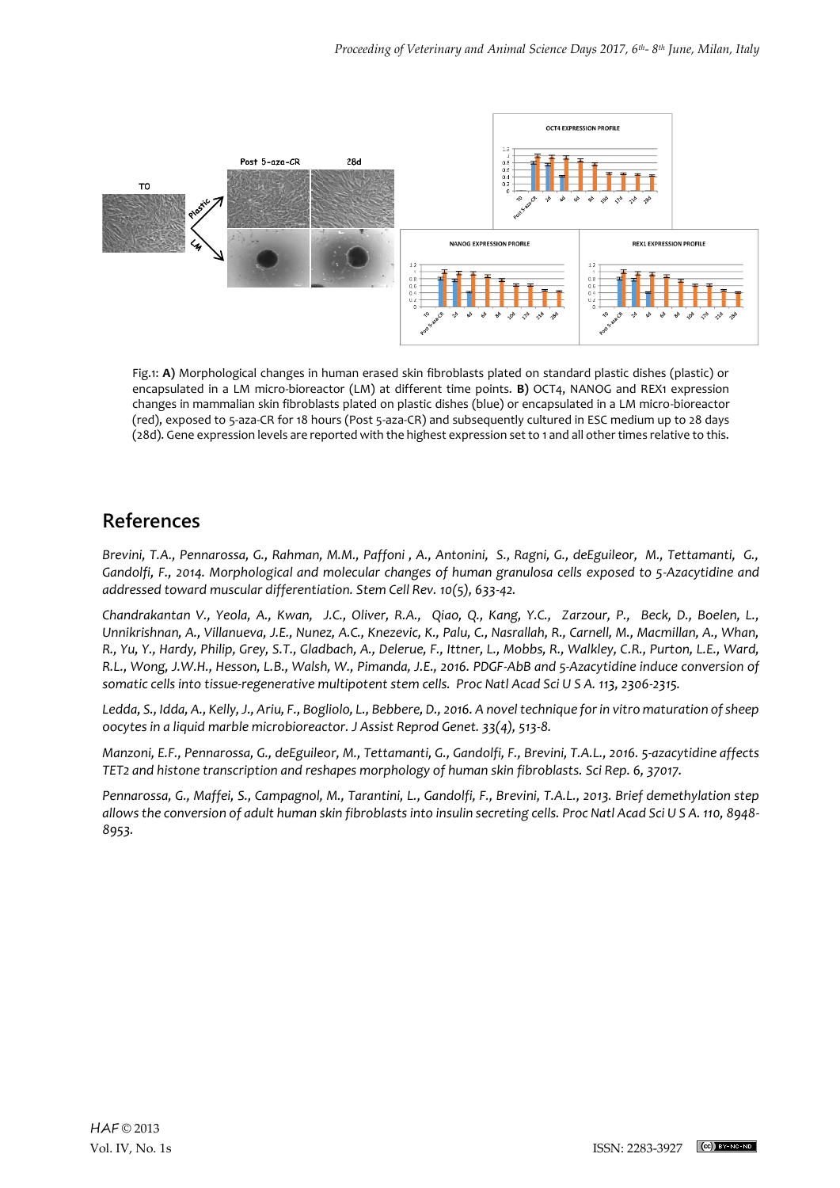T0

Plastic

LM

Post 5-aza-CR

28d

OCT4 EXPRESSION PROFILE

NANOG EXPRESSION PROFILE

REX1 EXPRESSION PROFILE

T0

Post 5-aza-CR

2d

4d

6d

8d

10d

17d

21d

28d

Fig.1: **A)** Morphological changes in human erased skin fibroblasts plated on standard plastic dishes (plastic) or encapsulated in a LM micro-bioreactor (LM) at different time points. **B)** OCT4, NANOG and REX1 expression changes in mammalian skin fibroblasts plated on plastic dishes (blue) or encapsulated in a LM micro-bioreactor (red), exposed to 5-aza-CR for 18 hours (Post 5-aza-CR) and subsequently cultured in ESC medium up to 28 days (28d). Gene expression levels are reported with the highest expression set to 1 and all other times relative to this.

## References

*Brevini, T.A., Pennarossa, G., Rahman, M.M., Paffoni , A., Antonini, S., Ragni, G., deEguileor, M., Tettamanti, G., Gandolfi, F., 2014. Morphological and molecular changes of human granulosa cells exposed to 5-Azacytidine and addressed toward muscular differentiation. Stem Cell Rev. 10(5), 633-42.*

*Chandrakantan V., Yeola, A., Kwan, J.C., Oliver, R.A., Qiao, Q., Kang, Y.C., Zarzour, P., Beck, D., Boelen, L., Unnikrishnan, A., Villanueva, J.E., Nunez, A.C., Knezevic, K., Palu, C., Nasrallah, R., Carnell, M., Macmillan, A., Whan, R., Yu, Y., Hardy, Philip, Grey, S.T., Gladbach, A., Delerue, F., Ittner, L., Mobbs, R., Walkley, C.R., Purton, L.E., Ward, R.L., Wong, J.W.H., Hesson, L.B., Walsh, W., Pimanda, J.E., 2016. PDGF-AbB and 5-Azacytidine induce conversion of somatic cells into tissue-regenerative multipotent stem cells. Proc Natl Acad Sci U S A. 113, 2306-2315.*

*Ledda, S., Idda, A., Kelly, J., Ariu, F., Bogliolo, L., Bebbere, D., 2016. A novel technique for in vitro maturation of sheep oocytes in a liquid marble microbioreactor. J Assist Reprod Genet. 33(4), 513-8.*

*Manzoni, E.F., Pennarossa, G., deEguileor, M., Tettamanti, G., Gandolfi, F., Brevini, T.A.L., 2016. 5-azacytidine affects TET2 and histone transcription and reshapes morphology of human skin fibroblasts. Sci Rep. 6, 37017.*

*Pennarossa, G., Maffei, S., Campagnol, M., Tarantini, L., Gandolfi, F., Brevini, T.A.L., 2013. Brief demethylation step allows the conversion of adult human skin fibroblasts into insulin secreting cells. Proc Natl Acad Sci U S A. 110, 8948-8953.*